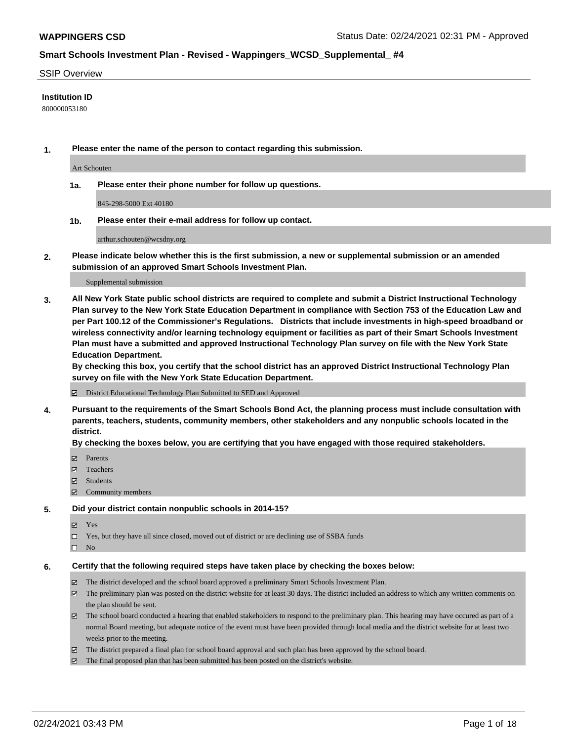# Smart Schools Investment Plan - Revised - Wappingers_WCSD_Supplemental_ #4

SSIP Overview

**Institution ID**

800000053180

1. **Please enter the name of the person to contact regarding this submission.**

   Art Schouten

   1a. **Please enter their phone number for follow up questions.**

   845-298-5000 Ext 40180

   1b. **Please enter their e-mail address for follow up contact.**

   arthur.schouten@wcsdny.org

2. **Please indicate below whether this is the first submission, a new or supplemental submission or an amended submission of an approved Smart Schools Investment Plan.**

   Supplemental submission

3. **All New York State public school districts are required to complete and submit a District Instructional Technology Plan survey to the New York State Education Department in compliance with Section 753 of the Education Law and per Part 100.12 of the Commissioner's Regulations. Districts that include investments in high-speed broadband or wireless connectivity and/or learning technology equipment or facilities as part of their Smart Schools Investment Plan must have a submitted and approved Instructional Technology Plan survey on file with the New York State Education Department.**
   **By checking this box, you certify that the school district has an approved District Instructional Technology Plan survey on file with the New York State Education Department.**

   ☑ District Educational Technology Plan Submitted to SED and Approved

4. **Pursuant to the requirements of the Smart Schools Bond Act, the planning process must include consultation with parents, teachers, students, community members, other stakeholders and any nonpublic schools located in the district.**
   **By checking the boxes below, you are certifying that you have engaged with those required stakeholders.**

   ☑ Parents
   ☑ Teachers
   ☑ Students
   ☑ Community members

5. **Did your district contain nonpublic schools in 2014-15?**

   ☑ Yes
   ☐ Yes, but they have all since closed, moved out of district or are declining use of SSBA funds
   ☐ No

6. **Certify that the following required steps have taken place by checking the boxes below:**

   ☑ The district developed and the school board approved a preliminary Smart Schools Investment Plan.
   ☑ The preliminary plan was posted on the district website for at least 30 days. The district included an address to which any written comments on the plan should be sent.
   ☑ The school board conducted a hearing that enabled stakeholders to respond to the preliminary plan. This hearing may have occured as part of a normal Board meeting, but adequate notice of the event must have been provided through local media and the district website for at least two weeks prior to the meeting.
   ☑ The district prepared a final plan for school board approval and such plan has been approved by the school board.
   ☑ The final proposed plan that has been submitted has been posted on the district's website.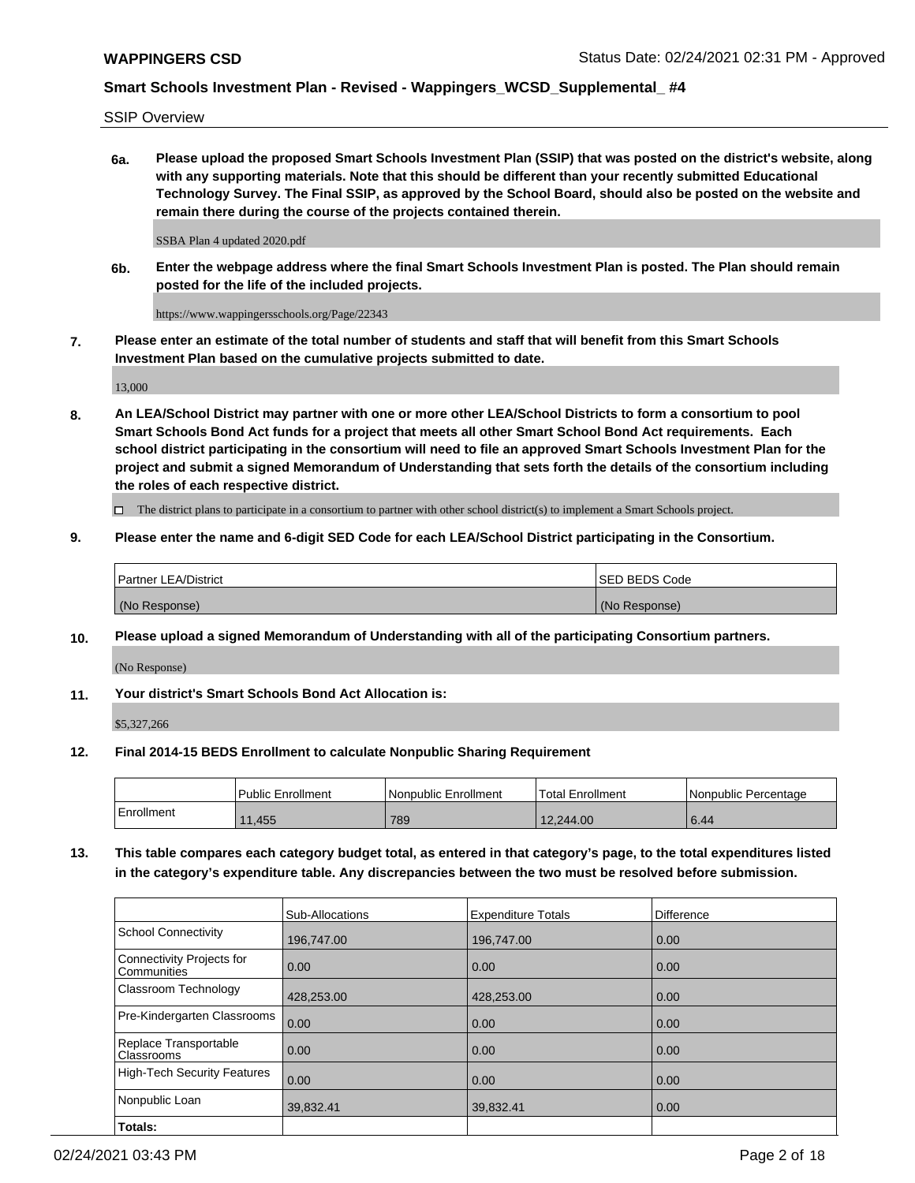SSIP Overview

**6a. Please upload the proposed Smart Schools Investment Plan (SSIP) that was posted on the district's website, along with any supporting materials. Note that this should be different than your recently submitted Educational Technology Survey. The Final SSIP, as approved by the School Board, should also be posted on the website and remain there during the course of the projects contained therein.**

SSBA Plan 4 updated 2020.pdf

**6b. Enter the webpage address where the final Smart Schools Investment Plan is posted. The Plan should remain posted for the life of the included projects.**

https://www.wappingersschools.org/Page/22343

**7. Please enter an estimate of the total number of students and staff that will benefit from this Smart Schools Investment Plan based on the cumulative projects submitted to date.**

13,000

**8. An LEA/School District may partner with one or more other LEA/School Districts to form a consortium to pool Smart Schools Bond Act funds for a project that meets all other Smart School Bond Act requirements. Each school district participating in the consortium will need to file an approved Smart Schools Investment Plan for the project and submit a signed Memorandum of Understanding that sets forth the details of the consortium including the roles of each respective district.**

☐ The district plans to participate in a consortium to partner with other school district(s) to implement a Smart Schools project.

**9. Please enter the name and 6-digit SED Code for each LEA/School District participating in the Consortium.**

| Partner LEA/District | SED BEDS Code |
|---|---|
| (No Response) | (No Response) |

**10. Please upload a signed Memorandum of Understanding with all of the participating Consortium partners.**

(No Response)

**11. Your district's Smart Schools Bond Act Allocation is:**

$5,327,266

**12. Final 2014-15 BEDS Enrollment to calculate Nonpublic Sharing Requirement**

| | Public Enrollment | Nonpublic Enrollment | Total Enrollment | Nonpublic Percentage |
|---|---|---|---|---|
| Enrollment | 11,455 | 789 | 12,244.00 | 6.44 |

**13. This table compares each category budget total, as entered in that category's page, to the total expenditures listed in the category's expenditure table. Any discrepancies between the two must be resolved before submission.**

| | Sub-Allocations | Expenditure Totals | Difference |
|---|---|---|---|
| School Connectivity | 196,747.00 | 196,747.00 | 0.00 |
| Connectivity Projects for Communities | 0.00 | 0.00 | 0.00 |
| Classroom Technology | 428,253.00 | 428,253.00 | 0.00 |
| Pre-Kindergarten Classrooms | 0.00 | 0.00 | 0.00 |
| Replace Transportable Classrooms | 0.00 | 0.00 | 0.00 |
| High-Tech Security Features | 0.00 | 0.00 | 0.00 |
| Nonpublic Loan | 39,832.41 | 39,832.41 | 0.00 |
| **Totals:** | | | |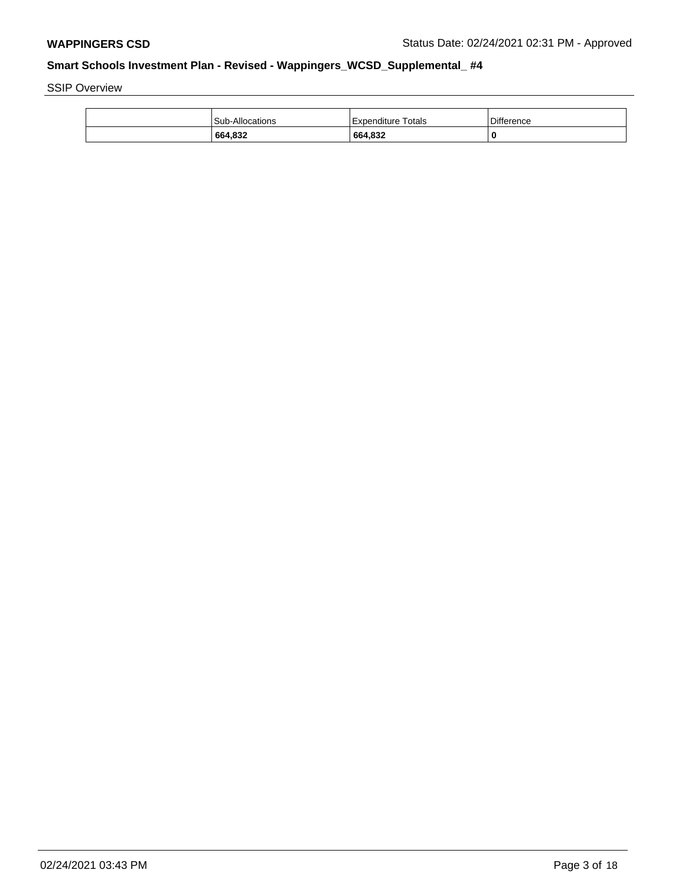SSIP Overview

| | Sub-Allocations | Expenditure Totals | Difference |
|---|---|---|---|
| | **664,832** | **664,832** | **0** |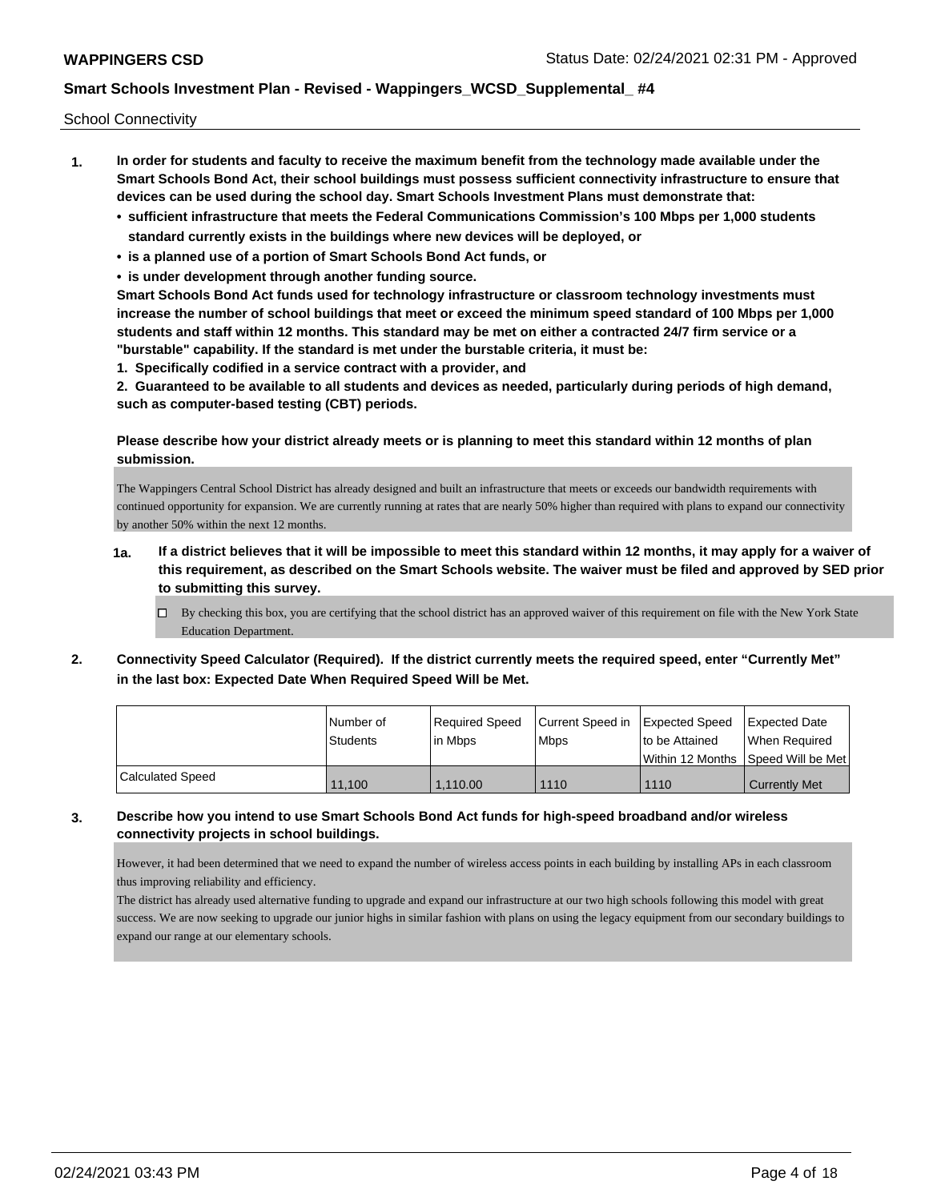School Connectivity

1. **In order for students and faculty to receive the maximum benefit from the technology made available under the Smart Schools Bond Act, their school buildings must possess sufficient connectivity infrastructure to ensure that devices can be used during the school day. Smart Schools Investment Plans must demonstrate that:**
   - **sufficient infrastructure that meets the Federal Communications Commission's 100 Mbps per 1,000 students standard currently exists in the buildings where new devices will be deployed, or**
   - **is a planned use of a portion of Smart Schools Bond Act funds, or**
   - **is under development through another funding source.**

   **Smart Schools Bond Act funds used for technology infrastructure or classroom technology investments must increase the number of school buildings that meet or exceed the minimum speed standard of 100 Mbps per 1,000 students and staff within 12 months. This standard may be met on either a contracted 24/7 firm service or a "burstable" capability. If the standard is met under the burstable criteria, it must be:**

   **1. Specifically codified in a service contract with a provider, and**

   **2. Guaranteed to be available to all students and devices as needed, particularly during periods of high demand, such as computer-based testing (CBT) periods.**

   **Please describe how your district already meets or is planning to meet this standard within 12 months of plan submission.**

   The Wappingers Central School District has already designed and built an infrastructure that meets or exceeds our bandwidth requirements with continued opportunity for expansion. We are currently running at rates that are nearly 50% higher than required with plans to expand our connectivity by another 50% within the next 12 months.

   **1a. If a district believes that it will be impossible to meet this standard within 12 months, it may apply for a waiver of this requirement, as described on the Smart Schools website. The waiver must be filed and approved by SED prior to submitting this survey.**

   ☐ By checking this box, you are certifying that the school district has an approved waiver of this requirement on file with the New York State Education Department.

2. **Connectivity Speed Calculator (Required). If the district currently meets the required speed, enter "Currently Met" in the last box: Expected Date When Required Speed Will be Met.**

| | Number of Students | Required Speed in Mbps | Current Speed in Mbps | Expected Speed to be Attained Within 12 Months | Expected Date When Required Speed Will be Met |
|---|---|---|---|---|---|
| Calculated Speed | 11,100 | 1,110.00 | 1110 | 1110 | Currently Met |

3. **Describe how you intend to use Smart Schools Bond Act funds for high-speed broadband and/or wireless connectivity projects in school buildings.**

   However, it had been determined that we need to expand the number of wireless access points in each building by installing APs in each classroom thus improving reliability and efficiency.
   The district has already used alternative funding to upgrade and expand our infrastructure at our two high schools following this model with great success. We are now seeking to upgrade our junior highs in similar fashion with plans on using the legacy equipment from our secondary buildings to expand our range at our elementary schools.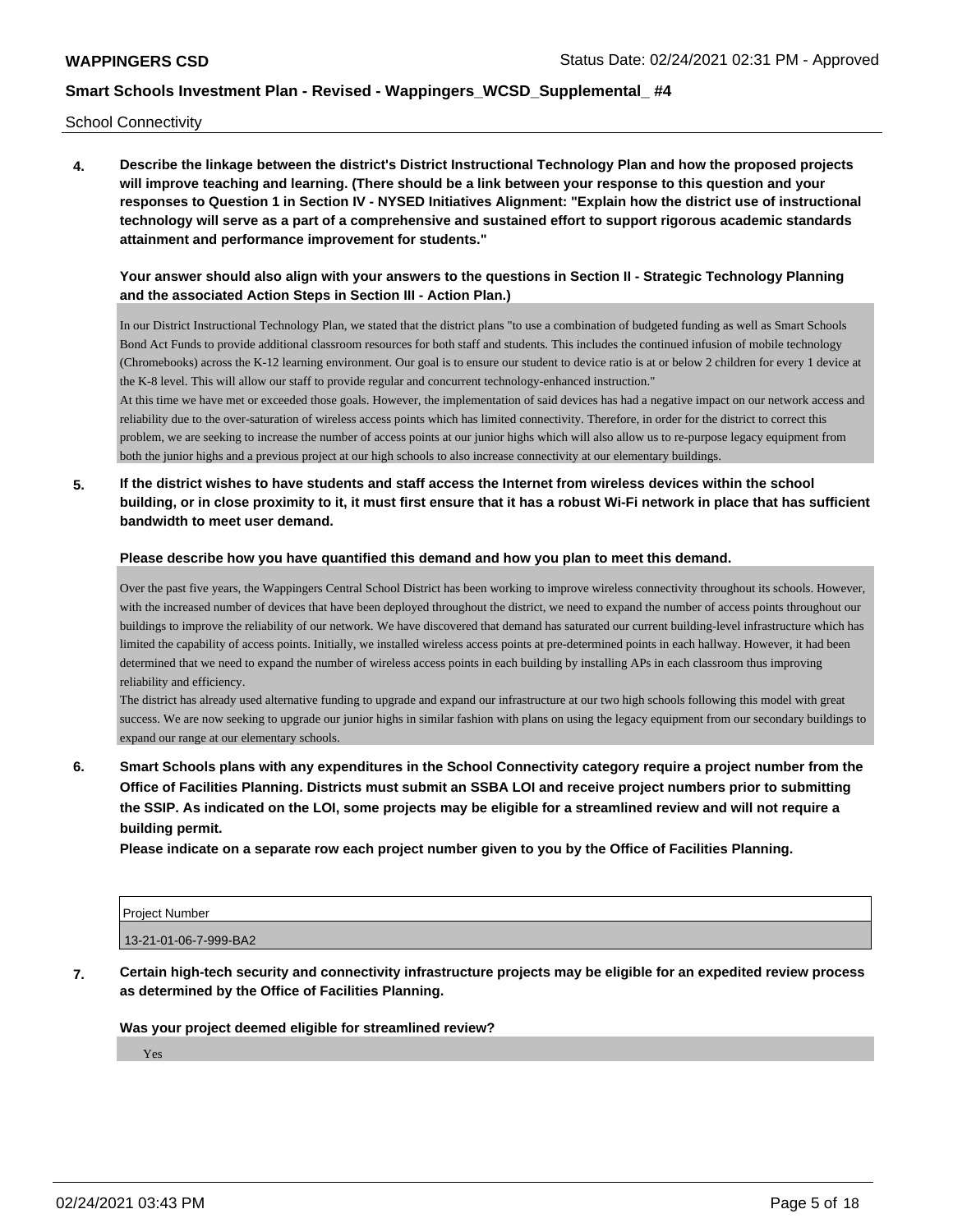School Connectivity

**4. Describe the linkage between the district's District Instructional Technology Plan and how the proposed projects will improve teaching and learning. (There should be a link between your response to this question and your responses to Question 1 in Section IV - NYSED Initiatives Alignment: "Explain how the district use of instructional technology will serve as a part of a comprehensive and sustained effort to support rigorous academic standards attainment and performance improvement for students."**

**Your answer should also align with your answers to the questions in Section II - Strategic Technology Planning and the associated Action Steps in Section III - Action Plan.)**

In our District Instructional Technology Plan, we stated that the district plans "to use a combination of budgeted funding as well as Smart Schools Bond Act Funds to provide additional classroom resources for both staff and students. This includes the continued infusion of mobile technology (Chromebooks) across the K-12 learning environment. Our goal is to ensure our student to device ratio is at or below 2 children for every 1 device at the K-8 level. This will allow our staff to provide regular and concurrent technology-enhanced instruction."

At this time we have met or exceeded those goals. However, the implementation of said devices has had a negative impact on our network access and reliability due to the over-saturation of wireless access points which has limited connectivity. Therefore, in order for the district to correct this problem, we are seeking to increase the number of access points at our junior highs which will also allow us to re-purpose legacy equipment from both the junior highs and a previous project at our high schools to also increase connectivity at our elementary buildings.

**5. If the district wishes to have students and staff access the Internet from wireless devices within the school building, or in close proximity to it, it must first ensure that it has a robust Wi-Fi network in place that has sufficient bandwidth to meet user demand.**

**Please describe how you have quantified this demand and how you plan to meet this demand.**

Over the past five years, the Wappingers Central School District has been working to improve wireless connectivity throughout its schools. However, with the increased number of devices that have been deployed throughout the district, we need to expand the number of access points throughout our buildings to improve the reliability of our network. We have discovered that demand has saturated our current building-level infrastructure which has limited the capability of access points. Initially, we installed wireless access points at pre-determined points in each hallway. However, it had been determined that we need to expand the number of wireless access points in each building by installing APs in each classroom thus improving reliability and efficiency.

The district has already used alternative funding to upgrade and expand our infrastructure at our two high schools following this model with great success. We are now seeking to upgrade our junior highs in similar fashion with plans on using the legacy equipment from our secondary buildings to expand our range at our elementary schools.

**6. Smart Schools plans with any expenditures in the School Connectivity category require a project number from the Office of Facilities Planning. Districts must submit an SSBA LOI and receive project numbers prior to submitting the SSIP. As indicated on the LOI, some projects may be eligible for a streamlined review and will not require a building permit.**

**Please indicate on a separate row each project number given to you by the Office of Facilities Planning.**

| Project Number |
| --- |
| 13-21-01-06-7-999-BA2 |

**7. Certain high-tech security and connectivity infrastructure projects may be eligible for an expedited review process as determined by the Office of Facilities Planning.**

**Was your project deemed eligible for streamlined review?**

Yes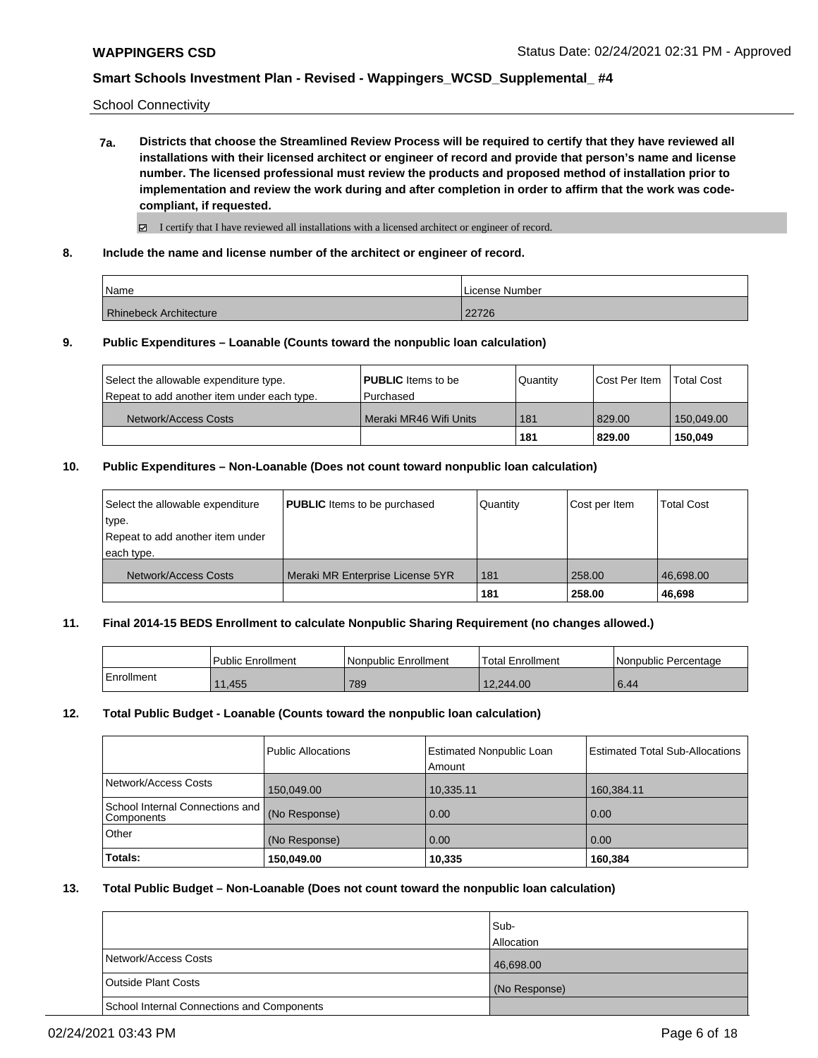School Connectivity

**7a. Districts that choose the Streamlined Review Process will be required to certify that they have reviewed all installations with their licensed architect or engineer of record and provide that person's name and license number. The licensed professional must review the products and proposed method of installation prior to implementation and review the work during and after completion in order to affirm that the work was code-compliant, if requested.**

☑ I certify that I have reviewed all installations with a licensed architect or engineer of record.

**8. Include the name and license number of the architect or engineer of record.**

| Name | License Number |
|---|---|
| Rhinebeck Architecture | 22726 |

**9. Public Expenditures – Loanable (Counts toward the nonpublic loan calculation)**

| Select the allowable expenditure type. Repeat to add another item under each type. | **PUBLIC** Items to be Purchased | Quantity | Cost Per Item | Total Cost |
|---|---|---|---|---|
| Network/Access Costs | Meraki MR46 Wifi Units | 181 | 829.00 | 150,049.00 |
| | | **181** | **829.00** | **150,049** |

**10. Public Expenditures – Non-Loanable (Does not count toward nonpublic loan calculation)**

| Select the allowable expenditure type. Repeat to add another item under each type. | **PUBLIC** Items to be purchased | Quantity | Cost per Item | Total Cost |
|---|---|---|---|---|
| Network/Access Costs | Meraki MR Enterprise License 5YR | 181 | 258.00 | 46,698.00 |
| | | **181** | **258.00** | **46,698** |

**11. Final 2014-15 BEDS Enrollment to calculate Nonpublic Sharing Requirement (no changes allowed.)**

| | Public Enrollment | Nonpublic Enrollment | Total Enrollment | Nonpublic Percentage |
|---|---|---|---|---|
| Enrollment | 11,455 | 789 | 12,244.00 | 6.44 |

**12. Total Public Budget - Loanable (Counts toward the nonpublic loan calculation)**

| | Public Allocations | Estimated Nonpublic Loan Amount | Estimated Total Sub-Allocations |
|---|---|---|---|
| Network/Access Costs | 150,049.00 | 10,335.11 | 160,384.11 |
| School Internal Connections and Components | (No Response) | 0.00 | 0.00 |
| Other | (No Response) | 0.00 | 0.00 |
| **Totals:** | **150,049.00** | **10,335** | **160,384** |

**13. Total Public Budget – Non-Loanable (Does not count toward the nonpublic loan calculation)**

| | Sub-Allocation |
|---|---|
| Network/Access Costs | 46,698.00 |
| Outside Plant Costs | (No Response) |
| School Internal Connections and Components | |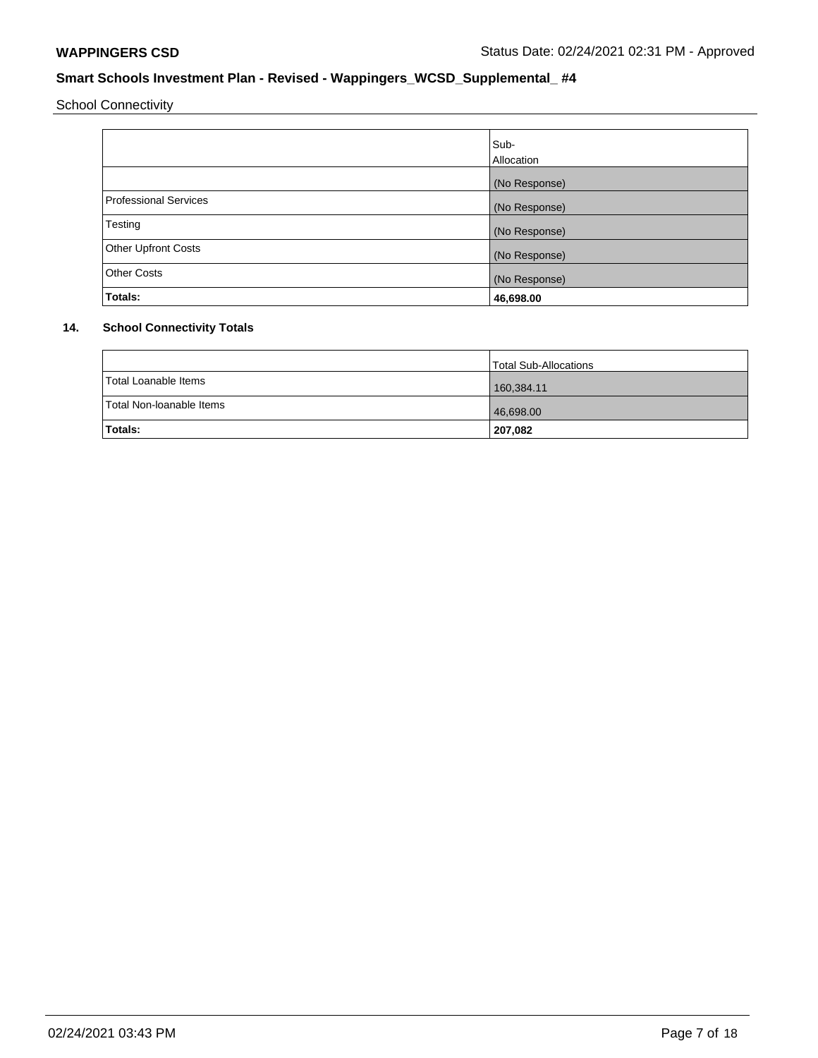School Connectivity

| | Sub-Allocation |
|---|---|
| | (No Response) |
| Professional Services | (No Response) |
| Testing | (No Response) |
| Other Upfront Costs | (No Response) |
| Other Costs | (No Response) |
| **Totals:** | **46,698.00** |

**14. School Connectivity Totals**

| | Total Sub-Allocations |
|---|---|
| Total Loanable Items | 160,384.11 |
| Total Non-loanable Items | 46,698.00 |
| **Totals:** | **207,082** |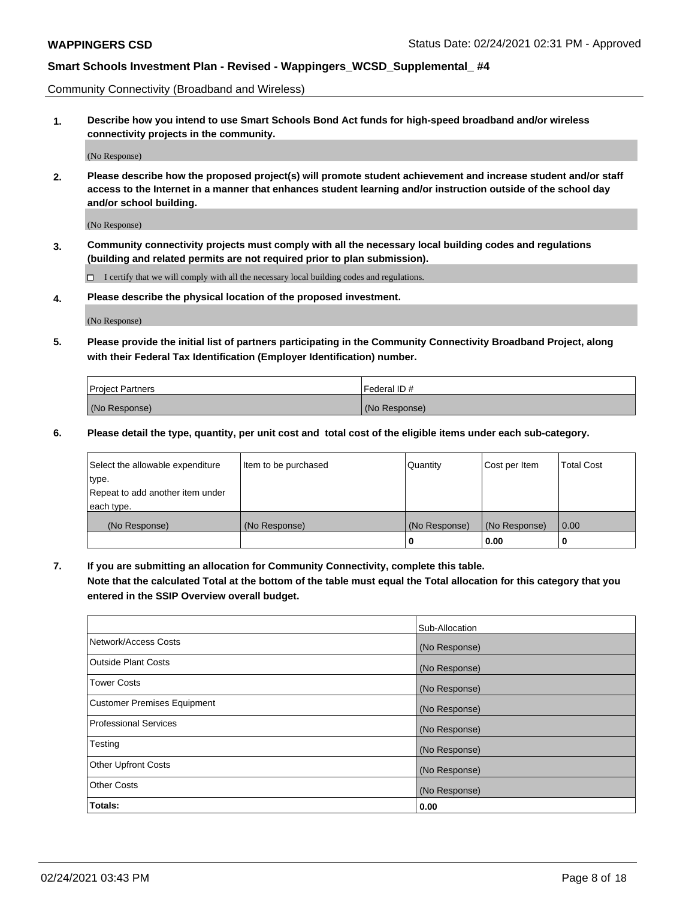Community Connectivity (Broadband and Wireless)

**1. Describe how you intend to use Smart Schools Bond Act funds for high-speed broadband and/or wireless connectivity projects in the community.**

(No Response)

**2. Please describe how the proposed project(s) will promote student achievement and increase student and/or staff access to the Internet in a manner that enhances student learning and/or instruction outside of the school day and/or school building.**

(No Response)

**3. Community connectivity projects must comply with all the necessary local building codes and regulations (building and related permits are not required prior to plan submission).**

☐ I certify that we will comply with all the necessary local building codes and regulations.

**4. Please describe the physical location of the proposed investment.**

(No Response)

**5. Please provide the initial list of partners participating in the Community Connectivity Broadband Project, along with their Federal Tax Identification (Employer Identification) number.**

| Project Partners | Federal ID # |
|---|---|
| (No Response) | (No Response) |

**6. Please detail the type, quantity, per unit cost and total cost of the eligible items under each sub-category.**

| Select the allowable expenditure type. Repeat to add another item under each type. | Item to be purchased | Quantity | Cost per Item | Total Cost |
|---|---|---|---|---|
| (No Response) | (No Response) | (No Response) | (No Response) | 0.00 |
| | | **0** | **0.00** | **0** |

**7. If you are submitting an allocation for Community Connectivity, complete this table. Note that the calculated Total at the bottom of the table must equal the Total allocation for this category that you entered in the SSIP Overview overall budget.**

| | Sub-Allocation |
|---|---|
| Network/Access Costs | (No Response) |
| Outside Plant Costs | (No Response) |
| Tower Costs | (No Response) |
| Customer Premises Equipment | (No Response) |
| Professional Services | (No Response) |
| Testing | (No Response) |
| Other Upfront Costs | (No Response) |
| Other Costs | (No Response) |
| **Totals:** | **0.00** |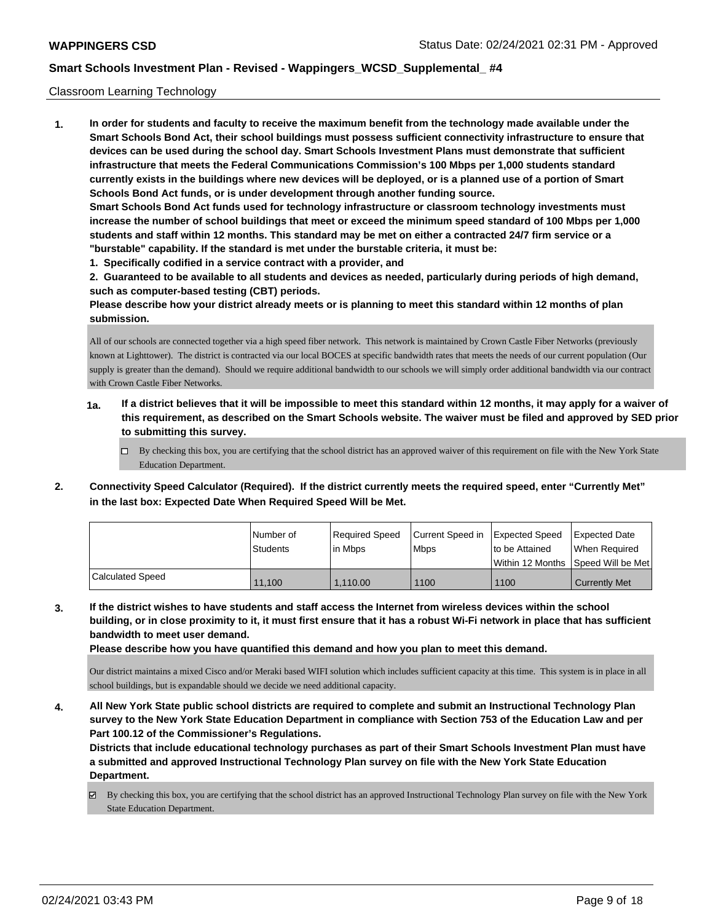Classroom Learning Technology

1. **In order for students and faculty to receive the maximum benefit from the technology made available under the Smart Schools Bond Act, their school buildings must possess sufficient connectivity infrastructure to ensure that devices can be used during the school day. Smart Schools Investment Plans must demonstrate that sufficient infrastructure that meets the Federal Communications Commission's 100 Mbps per 1,000 students standard currently exists in the buildings where new devices will be deployed, or is a planned use of a portion of Smart Schools Bond Act funds, or is under development through another funding source.**

   **Smart Schools Bond Act funds used for technology infrastructure or classroom technology investments must increase the number of school buildings that meet or exceed the minimum speed standard of 100 Mbps per 1,000 students and staff within 12 months. This standard may be met on either a contracted 24/7 firm service or a "burstable" capability. If the standard is met under the burstable criteria, it must be:**

   **1. Specifically codified in a service contract with a provider, and**

   **2. Guaranteed to be available to all students and devices as needed, particularly during periods of high demand, such as computer-based testing (CBT) periods.**

   **Please describe how your district already meets or is planning to meet this standard within 12 months of plan submission.**

   All of our schools are connected together via a high speed fiber network. This network is maintained by Crown Castle Fiber Networks (previously known at Lighttower). The district is contracted via our local BOCES at specific bandwidth rates that meets the needs of our current population (Our supply is greater than the demand). Should we require additional bandwidth to our schools we will simply order additional bandwidth via our contract with Crown Castle Fiber Networks.

   **1a. If a district believes that it will be impossible to meet this standard within 12 months, it may apply for a waiver of this requirement, as described on the Smart Schools website. The waiver must be filed and approved by SED prior to submitting this survey.**

   ☐ By checking this box, you are certifying that the school district has an approved waiver of this requirement on file with the New York State Education Department.

2. **Connectivity Speed Calculator (Required). If the district currently meets the required speed, enter "Currently Met" in the last box: Expected Date When Required Speed Will be Met.**

| | Number of Students | Required Speed in Mbps | Current Speed in Mbps | Expected Speed to be Attained Within 12 Months | Expected Date When Required Speed Will be Met |
|---|---|---|---|---|---|
| Calculated Speed | 11,100 | 1,110.00 | 1100 | 1100 | Currently Met |

3. **If the district wishes to have students and staff access the Internet from wireless devices within the school building, or in close proximity to it, it must first ensure that it has a robust Wi-Fi network in place that has sufficient bandwidth to meet user demand.**

   **Please describe how you have quantified this demand and how you plan to meet this demand.**

   Our district maintains a mixed Cisco and/or Meraki based WIFI solution which includes sufficient capacity at this time. This system is in place in all school buildings, but is expandable should we decide we need additional capacity.

4. **All New York State public school districts are required to complete and submit an Instructional Technology Plan survey to the New York State Education Department in compliance with Section 753 of the Education Law and per Part 100.12 of the Commissioner's Regulations.**

   **Districts that include educational technology purchases as part of their Smart Schools Investment Plan must have a submitted and approved Instructional Technology Plan survey on file with the New York State Education Department.**

   ☑ By checking this box, you are certifying that the school district has an approved Instructional Technology Plan survey on file with the New York State Education Department.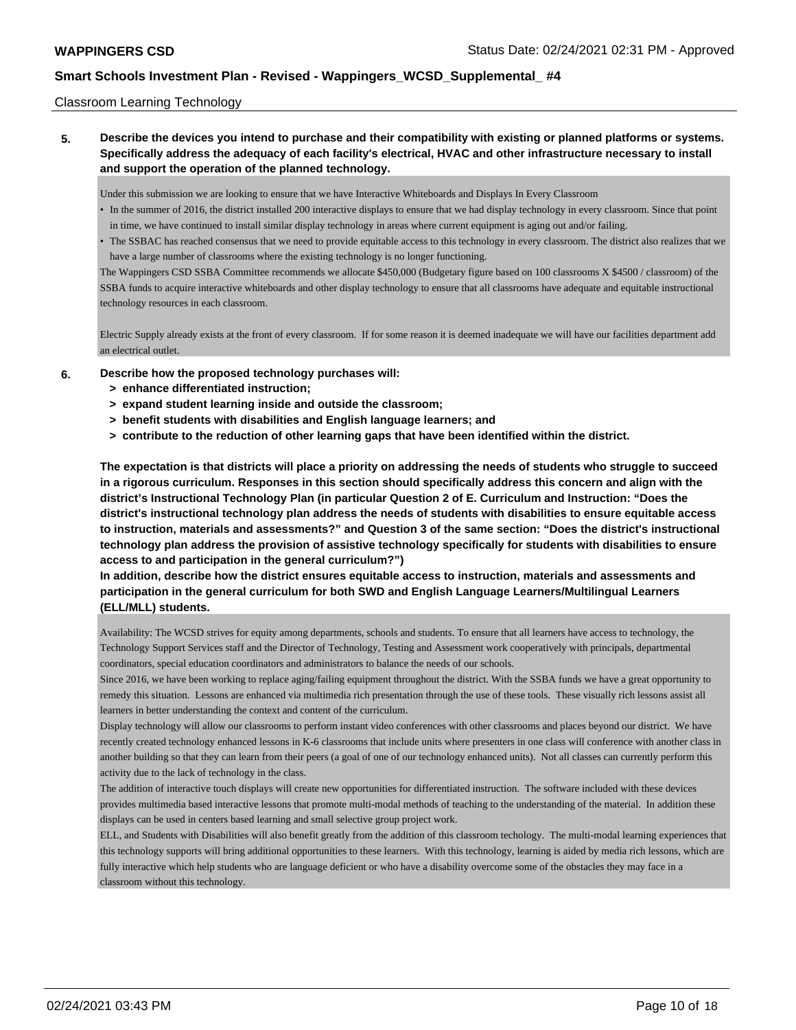Classroom Learning Technology

**5. Describe the devices you intend to purchase and their compatibility with existing or planned platforms or systems. Specifically address the adequacy of each facility's electrical, HVAC and other infrastructure necessary to install and support the operation of the planned technology.**

Under this submission we are looking to ensure that we have Interactive Whiteboards and Displays In Every Classroom

- In the summer of 2016, the district installed 200 interactive displays to ensure that we had display technology in every classroom. Since that point in time, we have continued to install similar display technology in areas where current equipment is aging out and/or failing.
- The SSBAC has reached consensus that we need to provide equitable access to this technology in every classroom. The district also realizes that we have a large number of classrooms where the existing technology is no longer functioning.

The Wappingers CSD SSBA Committee recommends we allocate $450,000 (Budgetary figure based on 100 classrooms X $4500 / classroom) of the SSBA funds to acquire interactive whiteboards and other display technology to ensure that all classrooms have adequate and equitable instructional technology resources in each classroom.

Electric Supply already exists at the front of every classroom. If for some reason it is deemed inadequate we will have our facilities department add an electrical outlet.

**6. Describe how the proposed technology purchases will:**
  - **> enhance differentiated instruction;**
  - **> expand student learning inside and outside the classroom;**
  - **> benefit students with disabilities and English language learners; and**
  - **> contribute to the reduction of other learning gaps that have been identified within the district.**

**The expectation is that districts will place a priority on addressing the needs of students who struggle to succeed in a rigorous curriculum. Responses in this section should specifically address this concern and align with the district's Instructional Technology Plan (in particular Question 2 of E. Curriculum and Instruction: "Does the district's instructional technology plan address the needs of students with disabilities to ensure equitable access to instruction, materials and assessments?" and Question 3 of the same section: "Does the district's instructional technology plan address the provision of assistive technology specifically for students with disabilities to ensure access to and participation in the general curriculum?")**

**In addition, describe how the district ensures equitable access to instruction, materials and assessments and participation in the general curriculum for both SWD and English Language Learners/Multilingual Learners (ELL/MLL) students.**

Availability: The WCSD strives for equity among departments, schools and students. To ensure that all learners have access to technology, the Technology Support Services staff and the Director of Technology, Testing and Assessment work cooperatively with principals, departmental coordinators, special education coordinators and administrators to balance the needs of our schools.

Since 2016, we have been working to replace aging/failing equipment throughout the district. With the SSBA funds we have a great opportunity to remedy this situation. Lessons are enhanced via multimedia rich presentation through the use of these tools. These visually rich lessons assist all learners in better understanding the context and content of the curriculum.

Display technology will allow our classrooms to perform instant video conferences with other classrooms and places beyond our district. We have recently created technology enhanced lessons in K-6 classrooms that include units where presenters in one class will conference with another class in another building so that they can learn from their peers (a goal of one of our technology enhanced units). Not all classes can currently perform this activity due to the lack of technology in the class.

The addition of interactive touch displays will create new opportunities for differentiated instruction. The software included with these devices provides multimedia based interactive lessons that promote multi-modal methods of teaching to the understanding of the material. In addition these displays can be used in centers based learning and small selective group project work.

ELL, and Students with Disabilities will also benefit greatly from the addition of this classroom techology. The multi-modal learning experiences that this technology supports will bring additional opportunities to these learners. With this technology, learning is aided by media rich lessons, which are fully interactive which help students who are language deficient or who have a disability overcome some of the obstacles they may face in a classroom without this technology.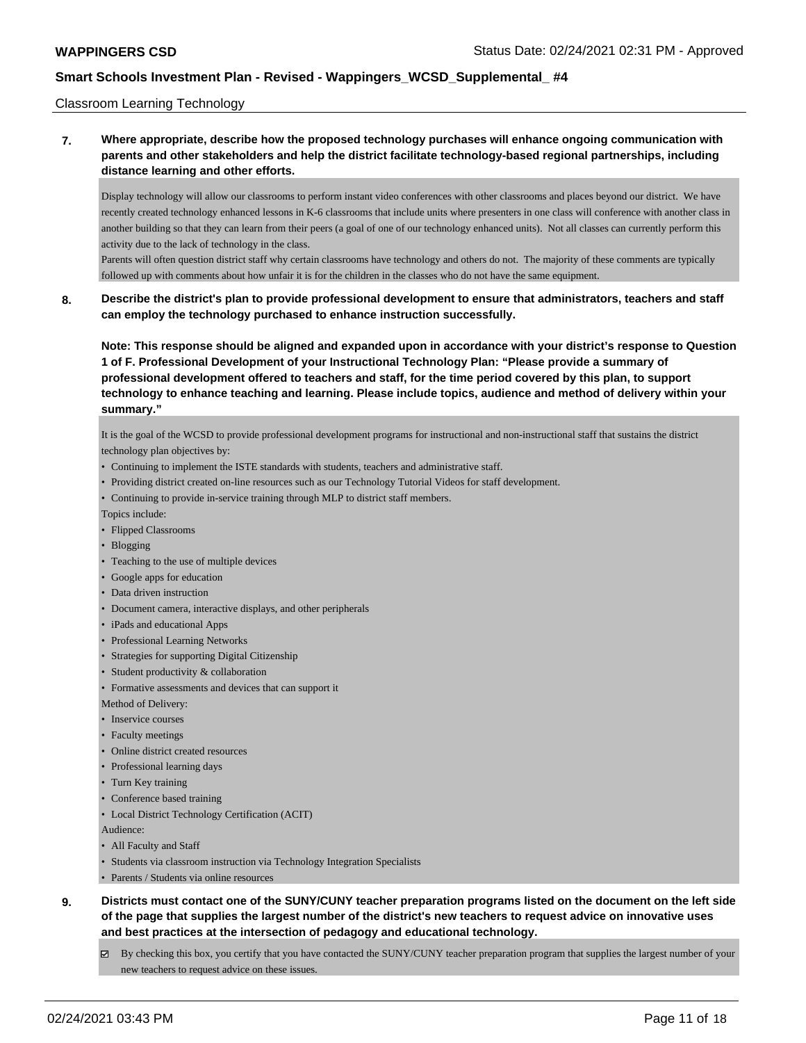## Classroom Learning Technology

**7. Where appropriate, describe how the proposed technology purchases will enhance ongoing communication with parents and other stakeholders and help the district facilitate technology-based regional partnerships, including distance learning and other efforts.**

Display technology will allow our classrooms to perform instant video conferences with other classrooms and places beyond our district. We have recently created technology enhanced lessons in K-6 classrooms that include units where presenters in one class will conference with another class in another building so that they can learn from their peers (a goal of one of our technology enhanced units). Not all classes can currently perform this activity due to the lack of technology in the class.

Parents will often question district staff why certain classrooms have technology and others do not. The majority of these comments are typically followed up with comments about how unfair it is for the children in the classes who do not have the same equipment.

**8. Describe the district's plan to provide professional development to ensure that administrators, teachers and staff can employ the technology purchased to enhance instruction successfully.**

**Note: This response should be aligned and expanded upon in accordance with your district's response to Question 1 of F. Professional Development of your Instructional Technology Plan: "Please provide a summary of professional development offered to teachers and staff, for the time period covered by this plan, to support technology to enhance teaching and learning. Please include topics, audience and method of delivery within your summary."**

It is the goal of the WCSD to provide professional development programs for instructional and non-instructional staff that sustains the district technology plan objectives by:

- Continuing to implement the ISTE standards with students, teachers and administrative staff.
- Providing district created on-line resources such as our Technology Tutorial Videos for staff development.
- Continuing to provide in-service training through MLP to district staff members.

Topics include:

- Flipped Classrooms
- Blogging
- Teaching to the use of multiple devices
- Google apps for education
- Data driven instruction
- Document camera, interactive displays, and other peripherals
- iPads and educational Apps
- Professional Learning Networks
- Strategies for supporting Digital Citizenship
- Student productivity & collaboration
- Formative assessments and devices that can support it

Method of Delivery:

- Inservice courses
- Faculty meetings
- Online district created resources
- Professional learning days
- Turn Key training
- Conference based training
- Local District Technology Certification (ACIT)

Audience:

- All Faculty and Staff
- Students via classroom instruction via Technology Integration Specialists
- Parents / Students via online resources

**9. Districts must contact one of the SUNY/CUNY teacher preparation programs listed on the document on the left side of the page that supplies the largest number of the district's new teachers to request advice on innovative uses and best practices at the intersection of pedagogy and educational technology.**

☑ By checking this box, you certify that you have contacted the SUNY/CUNY teacher preparation program that supplies the largest number of your new teachers to request advice on these issues.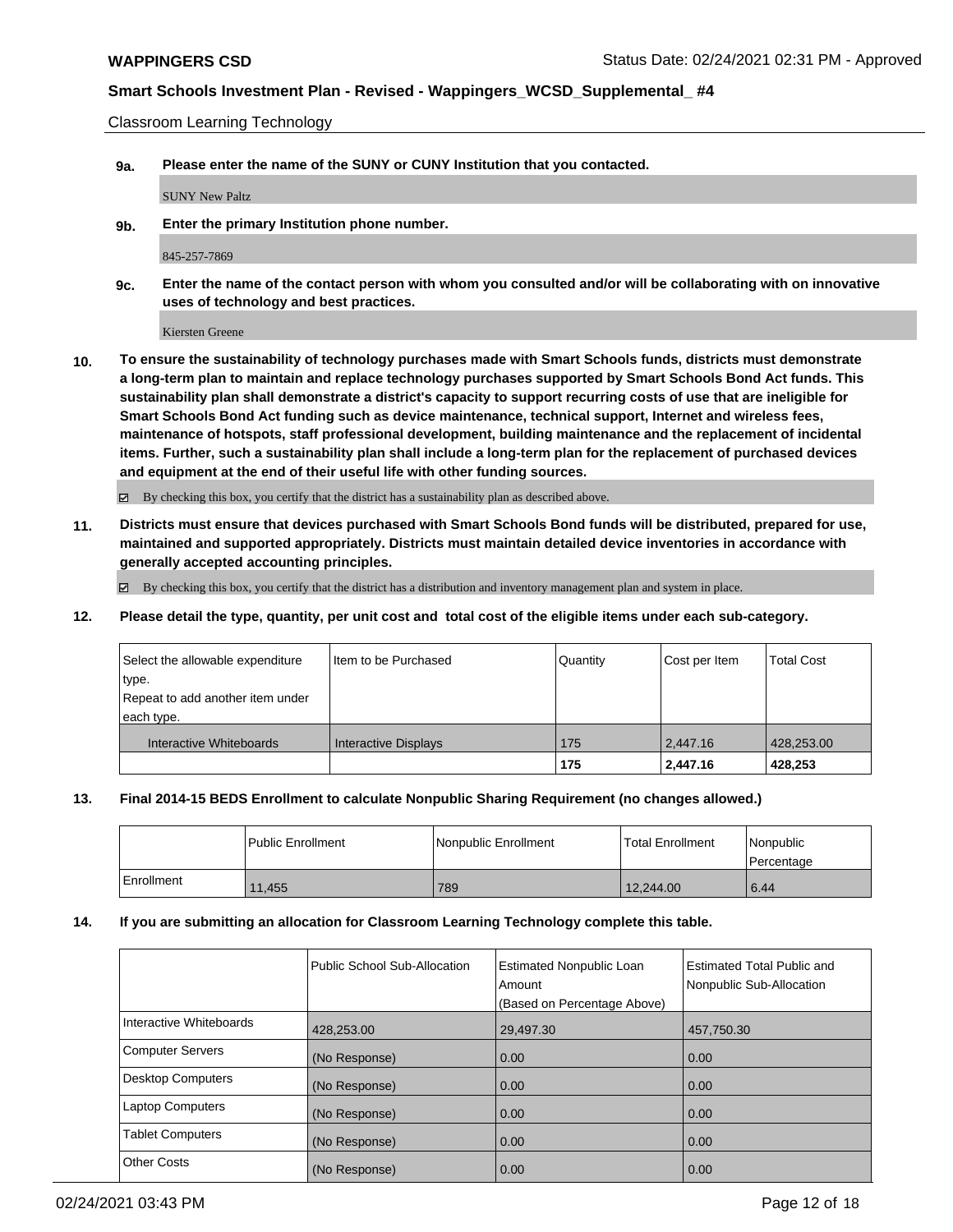Classroom Learning Technology

**9a. Please enter the name of the SUNY or CUNY Institution that you contacted.**

SUNY New Paltz

**9b. Enter the primary Institution phone number.**

845-257-7869

**9c. Enter the name of the contact person with whom you consulted and/or will be collaborating with on innovative uses of technology and best practices.**

Kiersten Greene

**10. To ensure the sustainability of technology purchases made with Smart Schools funds, districts must demonstrate a long-term plan to maintain and replace technology purchases supported by Smart Schools Bond Act funds. This sustainability plan shall demonstrate a district's capacity to support recurring costs of use that are ineligible for Smart Schools Bond Act funding such as device maintenance, technical support, Internet and wireless fees, maintenance of hotspots, staff professional development, building maintenance and the replacement of incidental items. Further, such a sustainability plan shall include a long-term plan for the replacement of purchased devices and equipment at the end of their useful life with other funding sources.**

☑ By checking this box, you certify that the district has a sustainability plan as described above.

**11. Districts must ensure that devices purchased with Smart Schools Bond funds will be distributed, prepared for use, maintained and supported appropriately. Districts must maintain detailed device inventories in accordance with generally accepted accounting principles.**

☑ By checking this box, you certify that the district has a distribution and inventory management plan and system in place.

**12. Please detail the type, quantity, per unit cost and total cost of the eligible items under each sub-category.**

| Select the allowable expenditure type. Repeat to add another item under each type. | Item to be Purchased | Quantity | Cost per Item | Total Cost |
|---|---|---|---|---|
| Interactive Whiteboards | Interactive Displays | 175 | 2,447.16 | 428,253.00 |
| | | **175** | **2,447.16** | **428,253** |

**13. Final 2014-15 BEDS Enrollment to calculate Nonpublic Sharing Requirement (no changes allowed.)**

| | Public Enrollment | Nonpublic Enrollment | Total Enrollment | Nonpublic Percentage |
|---|---|---|---|---|
| Enrollment | 11,455 | 789 | 12,244.00 | 6.44 |

**14. If you are submitting an allocation for Classroom Learning Technology complete this table.**

| | Public School Sub-Allocation | Estimated Nonpublic Loan Amount (Based on Percentage Above) | Estimated Total Public and Nonpublic Sub-Allocation |
|---|---|---|---|
| Interactive Whiteboards | 428,253.00 | 29,497.30 | 457,750.30 |
| Computer Servers | (No Response) | 0.00 | 0.00 |
| Desktop Computers | (No Response) | 0.00 | 0.00 |
| Laptop Computers | (No Response) | 0.00 | 0.00 |
| Tablet Computers | (No Response) | 0.00 | 0.00 |
| Other Costs | (No Response) | 0.00 | 0.00 |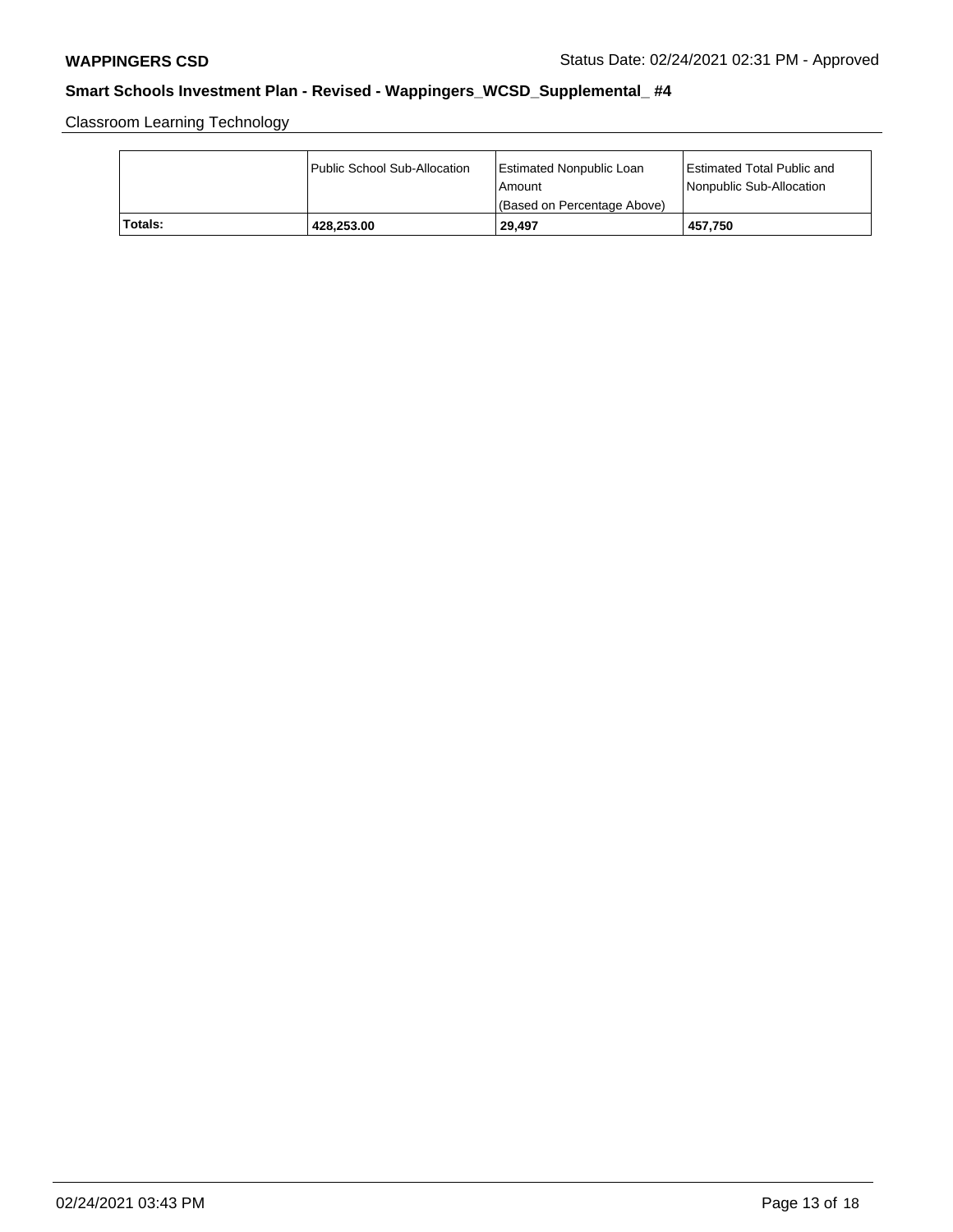Classroom Learning Technology

| | Public School Sub-Allocation | Estimated Nonpublic Loan Amount (Based on Percentage Above) | Estimated Total Public and Nonpublic Sub-Allocation |
|---|---|---|---|
| **Totals:** | **428,253.00** | **29,497** | **457,750** |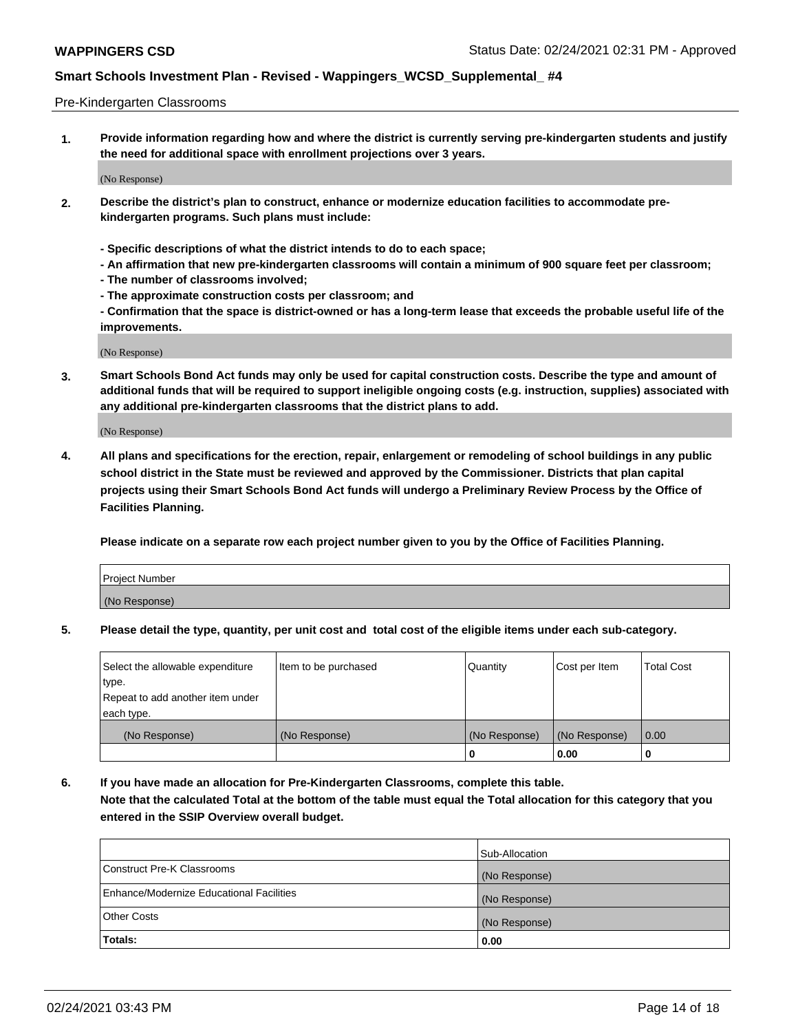Pre-Kindergarten Classrooms

**1. Provide information regarding how and where the district is currently serving pre-kindergarten students and justify the need for additional space with enrollment projections over 3 years.**

(No Response)

**2. Describe the district's plan to construct, enhance or modernize education facilities to accommodate pre-kindergarten programs. Such plans must include:**

**- Specific descriptions of what the district intends to do to each space;**
**- An affirmation that new pre-kindergarten classrooms will contain a minimum of 900 square feet per classroom;**
**- The number of classrooms involved;**
**- The approximate construction costs per classroom; and**
**- Confirmation that the space is district-owned or has a long-term lease that exceeds the probable useful life of the improvements.**

(No Response)

**3. Smart Schools Bond Act funds may only be used for capital construction costs. Describe the type and amount of additional funds that will be required to support ineligible ongoing costs (e.g. instruction, supplies) associated with any additional pre-kindergarten classrooms that the district plans to add.**

(No Response)

**4. All plans and specifications for the erection, repair, enlargement or remodeling of school buildings in any public school district in the State must be reviewed and approved by the Commissioner. Districts that plan capital projects using their Smart Schools Bond Act funds will undergo a Preliminary Review Process by the Office of Facilities Planning.**

**Please indicate on a separate row each project number given to you by the Office of Facilities Planning.**

| Project Number |
|---|
| (No Response) |

**5. Please detail the type, quantity, per unit cost and total cost of the eligible items under each sub-category.**

| Select the allowable expenditure type. Repeat to add another item under each type. | Item to be purchased | Quantity | Cost per Item | Total Cost |
|---|---|---|---|---|
| (No Response) | (No Response) | (No Response) | (No Response) | 0.00 |
| | | 0 | 0.00 | 0 |

**6. If you have made an allocation for Pre-Kindergarten Classrooms, complete this table. Note that the calculated Total at the bottom of the table must equal the Total allocation for this category that you entered in the SSIP Overview overall budget.**

| | Sub-Allocation |
|---|---|
| Construct Pre-K Classrooms | (No Response) |
| Enhance/Modernize Educational Facilities | (No Response) |
| Other Costs | (No Response) |
| **Totals:** | **0.00** |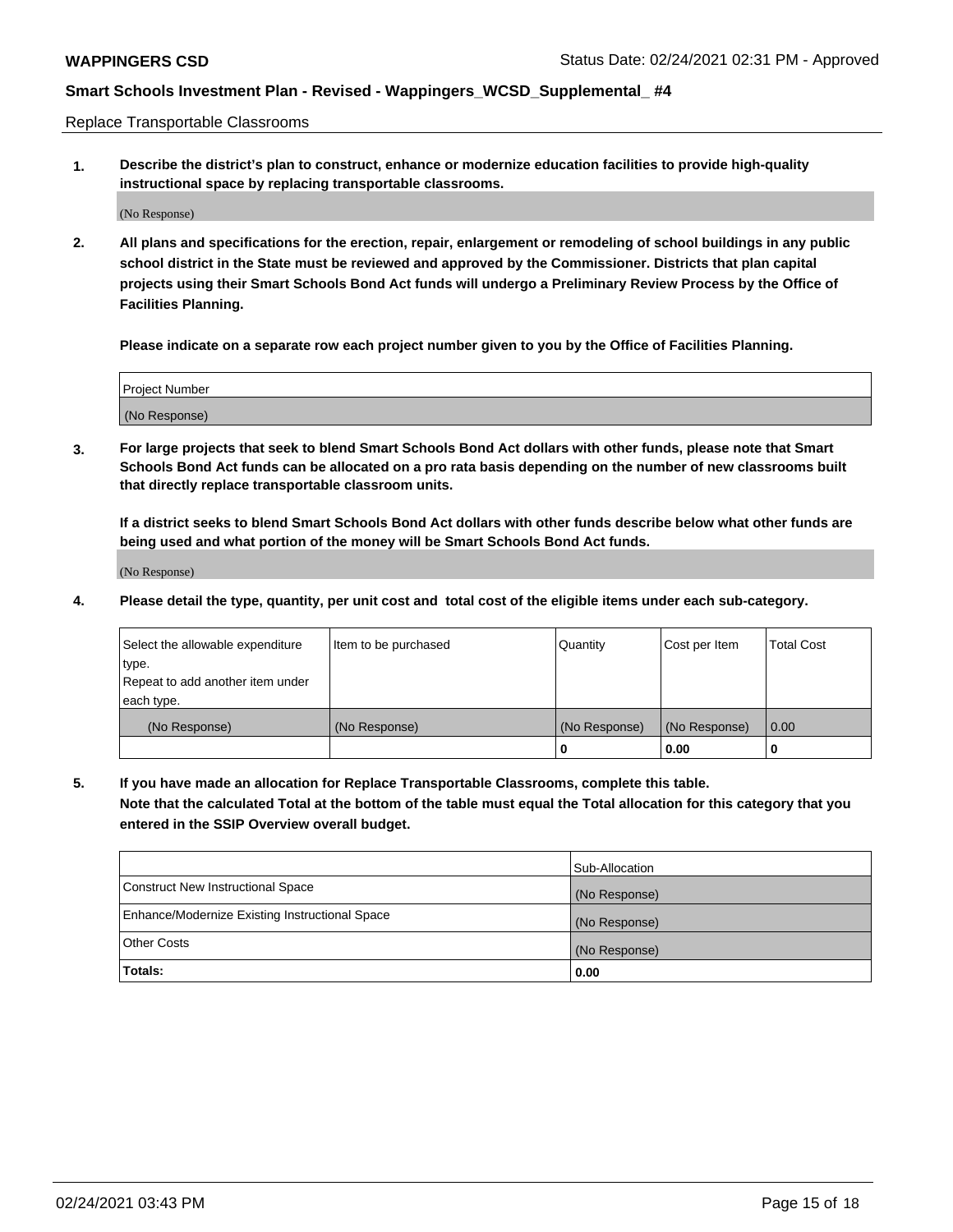Replace Transportable Classrooms

1. **Describe the district's plan to construct, enhance or modernize education facilities to provide high-quality instructional space by replacing transportable classrooms.**

(No Response)

2. **All plans and specifications for the erection, repair, enlargement or remodeling of school buildings in any public school district in the State must be reviewed and approved by the Commissioner. Districts that plan capital projects using their Smart Schools Bond Act funds will undergo a Preliminary Review Process by the Office of Facilities Planning.**

**Please indicate on a separate row each project number given to you by the Office of Facilities Planning.**

| Project Number |
|---|
| (No Response) |

3. **For large projects that seek to blend Smart Schools Bond Act dollars with other funds, please note that Smart Schools Bond Act funds can be allocated on a pro rata basis depending on the number of new classrooms built that directly replace transportable classroom units.**

**If a district seeks to blend Smart Schools Bond Act dollars with other funds describe below what other funds are being used and what portion of the money will be Smart Schools Bond Act funds.**

(No Response)

4. **Please detail the type, quantity, per unit cost and total cost of the eligible items under each sub-category.**

| Select the allowable expenditure type. Repeat to add another item under each type. | Item to be purchased | Quantity | Cost per Item | Total Cost |
|---|---|---|---|---|
| (No Response) | (No Response) | (No Response) | (No Response) | 0.00 |
| | | 0 | 0.00 | 0 |

5. **If you have made an allocation for Replace Transportable Classrooms, complete this table. Note that the calculated Total at the bottom of the table must equal the Total allocation for this category that you entered in the SSIP Overview overall budget.**

| | Sub-Allocation |
|---|---|
| Construct New Instructional Space | (No Response) |
| Enhance/Modernize Existing Instructional Space | (No Response) |
| Other Costs | (No Response) |
| **Totals:** | **0.00** |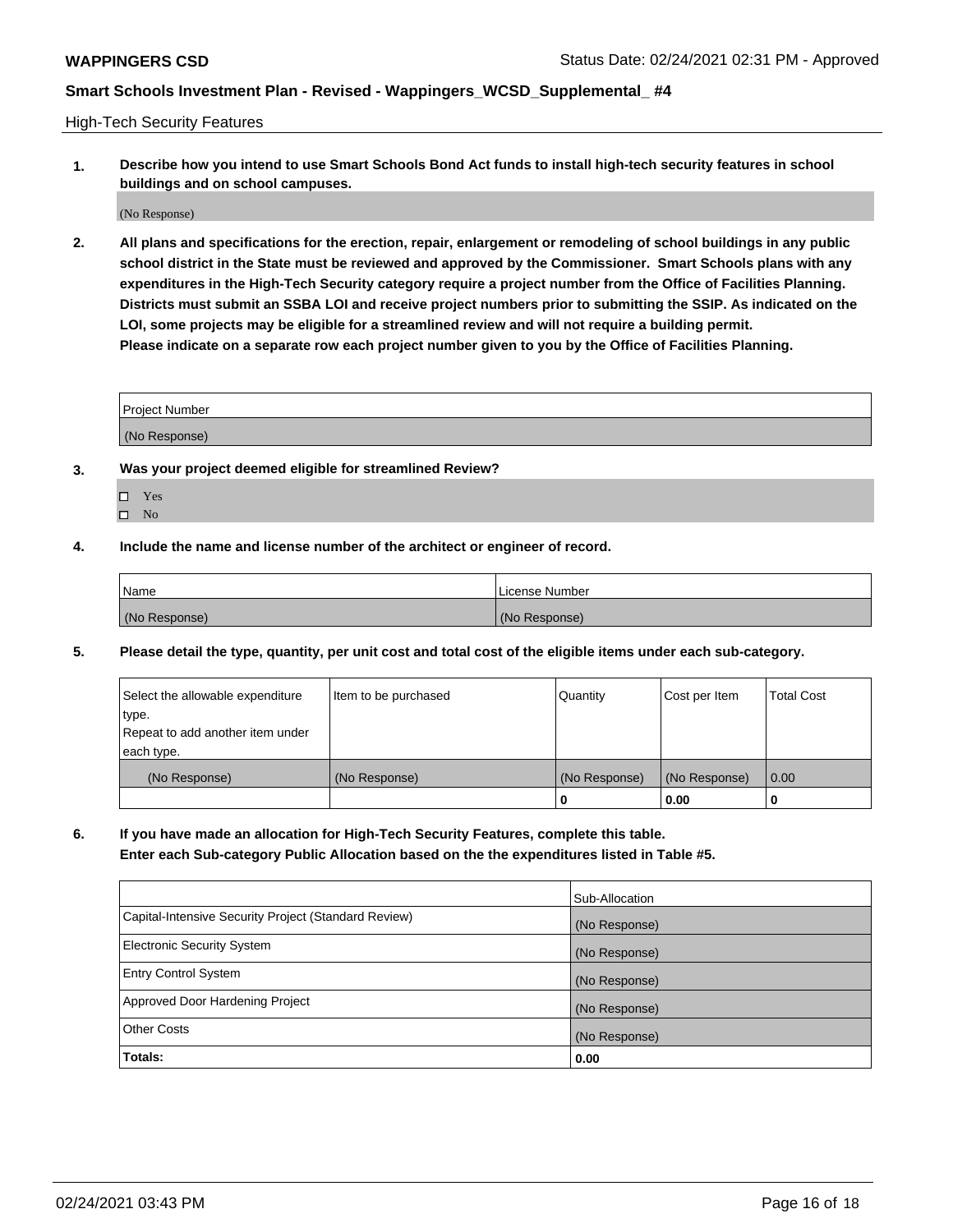High-Tech Security Features

**1. Describe how you intend to use Smart Schools Bond Act funds to install high-tech security features in school buildings and on school campuses.**

(No Response)

**2. All plans and specifications for the erection, repair, enlargement or remodeling of school buildings in any public school district in the State must be reviewed and approved by the Commissioner. Smart Schools plans with any expenditures in the High-Tech Security category require a project number from the Office of Facilities Planning. Districts must submit an SSBA LOI and receive project numbers prior to submitting the SSIP. As indicated on the LOI, some projects may be eligible for a streamlined review and will not require a building permit.**
**Please indicate on a separate row each project number given to you by the Office of Facilities Planning.**

| Project Number |
|---|
| (No Response) |

**3. Was your project deemed eligible for streamlined Review?**

- ☐ Yes
- ☐ No

**4. Include the name and license number of the architect or engineer of record.**

| Name | License Number |
|---|---|
| (No Response) | (No Response) |

**5. Please detail the type, quantity, per unit cost and total cost of the eligible items under each sub-category.**

| Select the allowable expenditure type. Repeat to add another item under each type. | Item to be purchased | Quantity | Cost per Item | Total Cost |
|---|---|---|---|---|
| (No Response) | (No Response) | (No Response) | (No Response) | 0.00 |
| | | 0 | 0.00 | 0 |

**6. If you have made an allocation for High-Tech Security Features, complete this table.**
**Enter each Sub-category Public Allocation based on the the expenditures listed in Table #5.**

| | Sub-Allocation |
|---|---|
| Capital-Intensive Security Project (Standard Review) | (No Response) |
| Electronic Security System | (No Response) |
| Entry Control System | (No Response) |
| Approved Door Hardening Project | (No Response) |
| Other Costs | (No Response) |
| **Totals:** | **0.00** |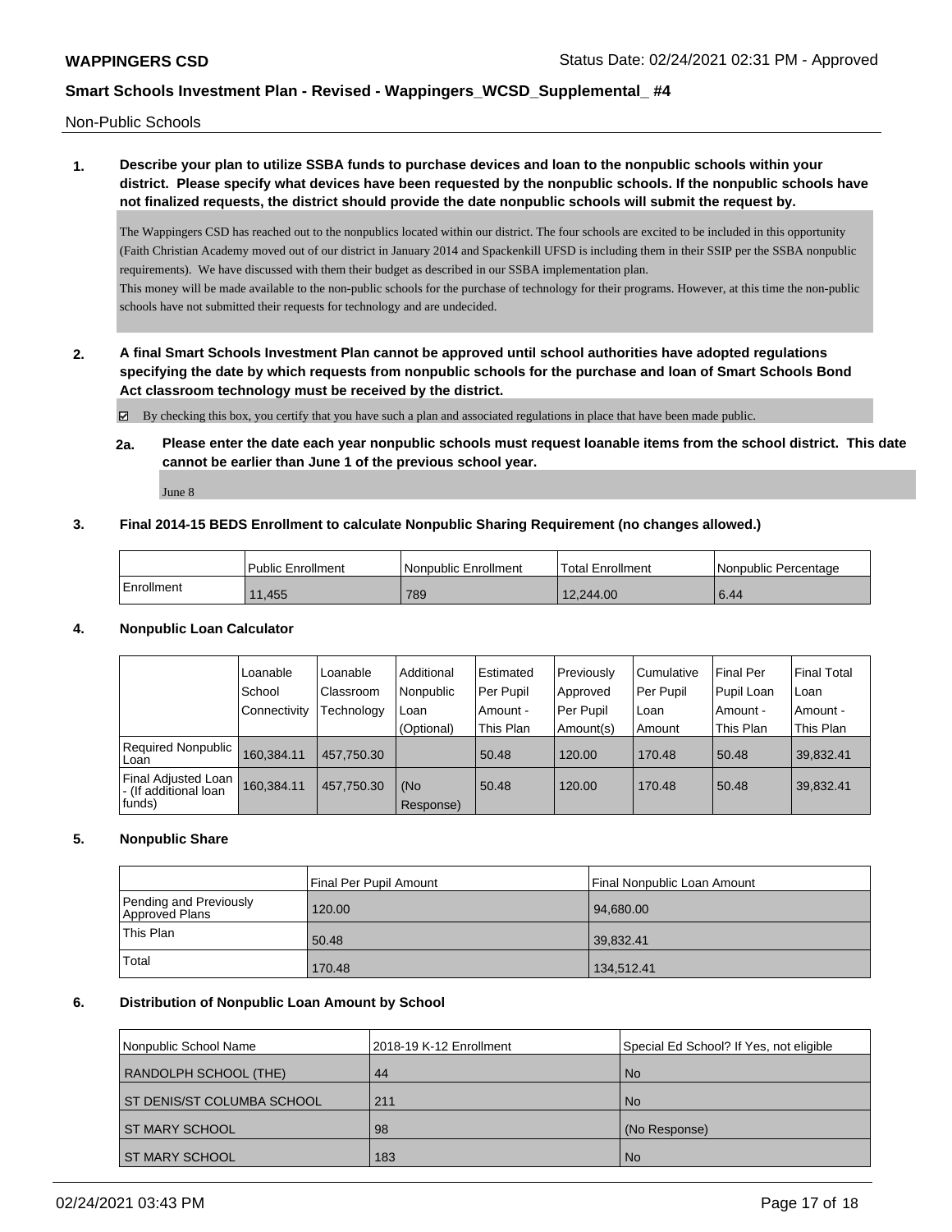Non-Public Schools

**1. Describe your plan to utilize SSBA funds to purchase devices and loan to the nonpublic schools within your district. Please specify what devices have been requested by the nonpublic schools. If the nonpublic schools have not finalized requests, the district should provide the date nonpublic schools will submit the request by.**

The Wappingers CSD has reached out to the nonpublics located within our district. The four schools are excited to be included in this opportunity (Faith Christian Academy moved out of our district in January 2014 and Spackenkill UFSD is including them in their SSIP per the SSBA nonpublic requirements). We have discussed with them their budget as described in our SSBA implementation plan.
This money will be made available to the non-public schools for the purchase of technology for their programs. However, at this time the non-public schools have not submitted their requests for technology and are undecided.

**2. A final Smart Schools Investment Plan cannot be approved until school authorities have adopted regulations specifying the date by which requests from nonpublic schools for the purchase and loan of Smart Schools Bond Act classroom technology must be received by the district.**

☑ By checking this box, you certify that you have such a plan and associated regulations in place that have been made public.

**2a. Please enter the date each year nonpublic schools must request loanable items from the school district. This date cannot be earlier than June 1 of the previous school year.**

June 8

**3. Final 2014-15 BEDS Enrollment to calculate Nonpublic Sharing Requirement (no changes allowed.)**

| | Public Enrollment | Nonpublic Enrollment | Total Enrollment | Nonpublic Percentage |
|---|---|---|---|---|
| Enrollment | 11,455 | 789 | 12,244.00 | 6.44 |

**4. Nonpublic Loan Calculator**

| | Loanable School Connectivity | Loanable Classroom Technology | Additional Nonpublic Loan (Optional) | Estimated Per Pupil Amount - This Plan | Previously Approved Per Pupil Amount(s) | Cumulative Per Pupil Loan Amount | Final Per Pupil Loan Amount - This Plan | Final Total Loan Amount - This Plan |
|---|---|---|---|---|---|---|---|---|
| Required Nonpublic Loan | 160,384.11 | 457,750.30 | | 50.48 | 120.00 | 170.48 | 50.48 | 39,832.41 |
| Final Adjusted Loan - (If additional loan funds) | 160,384.11 | 457,750.30 | (No Response) | 50.48 | 120.00 | 170.48 | 50.48 | 39,832.41 |

**5. Nonpublic Share**

| | Final Per Pupil Amount | Final Nonpublic Loan Amount |
|---|---|---|
| Pending and Previously Approved Plans | 120.00 | 94,680.00 |
| This Plan | 50.48 | 39,832.41 |
| Total | 170.48 | 134,512.41 |

**6. Distribution of Nonpublic Loan Amount by School**

| Nonpublic School Name | 2018-19 K-12 Enrollment | Special Ed School? If Yes, not eligible |
|---|---|---|
| RANDOLPH SCHOOL (THE) | 44 | No |
| ST DENIS/ST COLUMBA SCHOOL | 211 | No |
| ST MARY SCHOOL | 98 | (No Response) |
| ST MARY SCHOOL | 183 | No |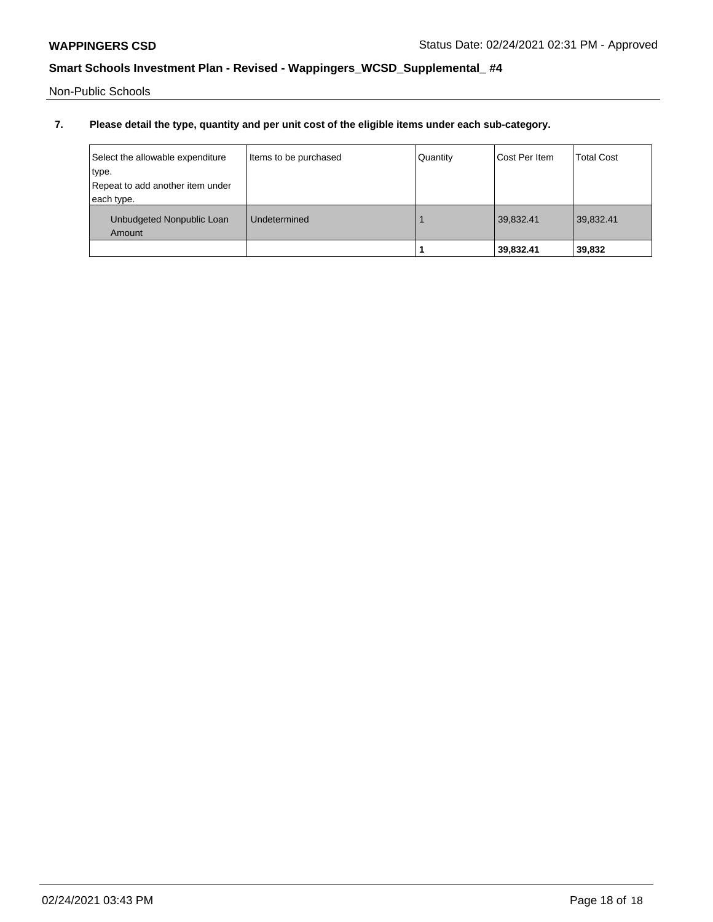Non-Public Schools

**7. Please detail the type, quantity and per unit cost of the eligible items under each sub-category.**

| Select the allowable expenditure type. Repeat to add another item under each type. | Items to be purchased | Quantity | Cost Per Item | Total Cost |
|---|---|---|---|---|
| Unbudgeted Nonpublic Loan Amount | Undetermined | 1 | 39,832.41 | 39,832.41 |
| | | **1** | **39,832.41** | **39,832** |